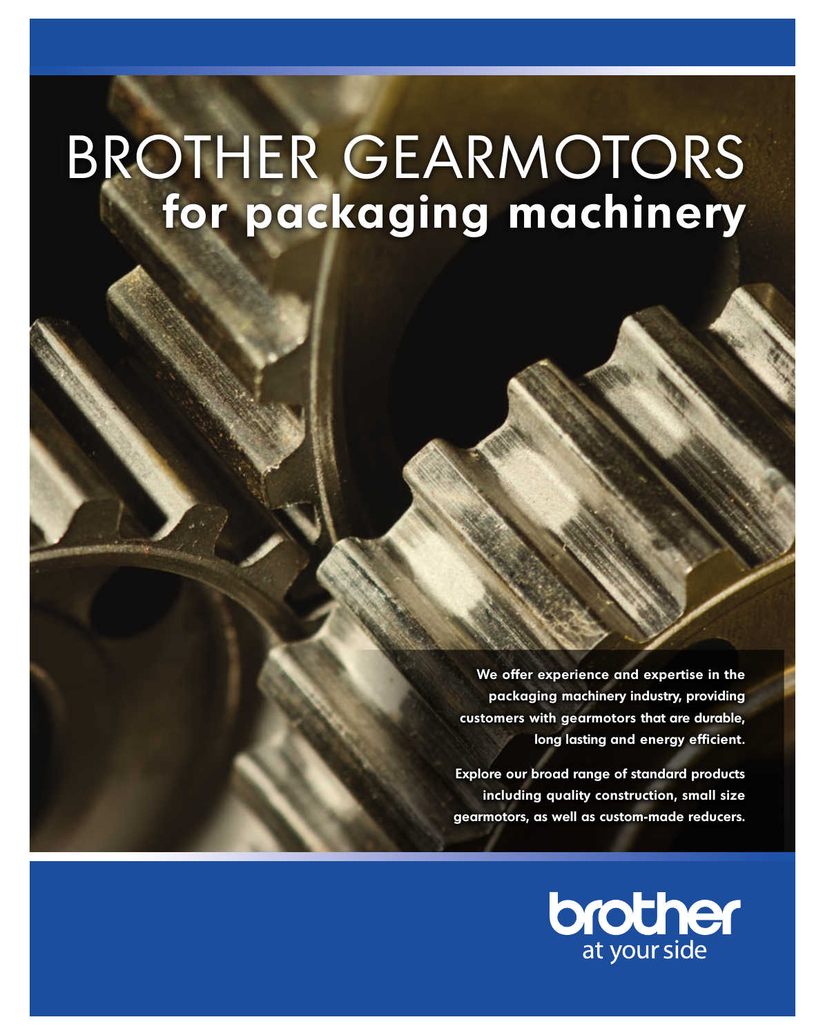# BROTHER GEARMOTORS
## for packaging machinery

**We offer experience and expertise in the packaging machinery industry, providing customers with gearmotors that are durable, long lasting and energy efficient.**

**Explore our broad range of standard products including quality construction, small size gearmotors, as well as custom-made reducers.**

brother
at your side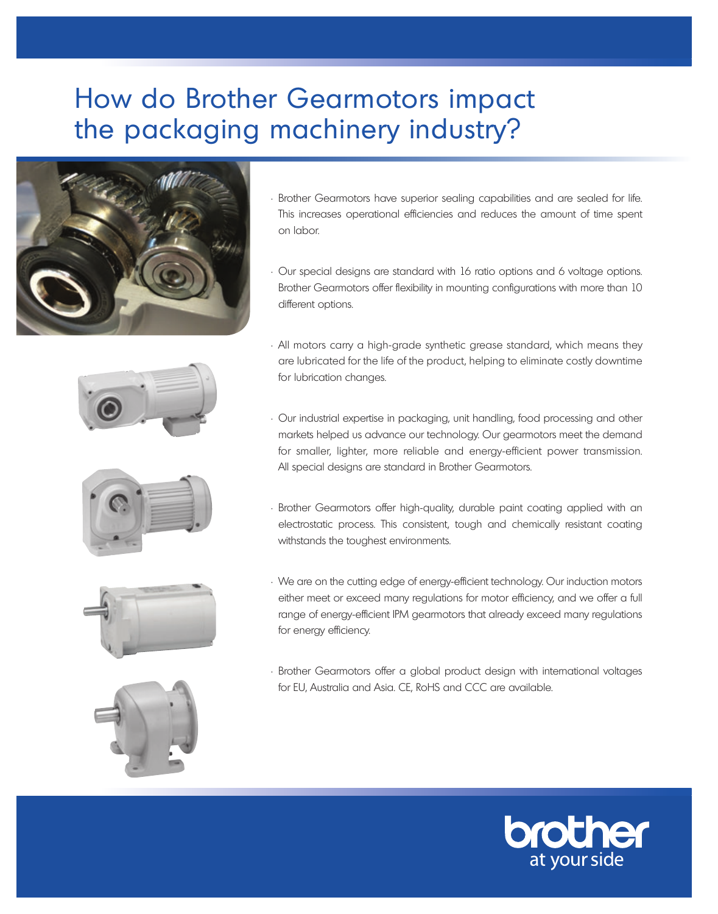# How do Brother Gearmotors impact the packaging machinery industry?

- Brother Gearmotors have superior sealing capabilities and are sealed for life. This increases operational efficiencies and reduces the amount of time spent on labor.

- Our special designs are standard with 16 ratio options and 6 voltage options. Brother Gearmotors offer flexibility in mounting configurations with more than 10 different options.

- All motors carry a high-grade synthetic grease standard, which means they are lubricated for the life of the product, helping to eliminate costly downtime for lubrication changes.

- Our industrial expertise in packaging, unit handling, food processing and other markets helped us advance our technology. Our gearmotors meet the demand for smaller, lighter, more reliable and energy-efficient power transmission. All special designs are standard in Brother Gearmotors.

- Brother Gearmotors offer high-quality, durable paint coating applied with an electrostatic process. This consistent, tough and chemically resistant coating withstands the toughest environments.

- We are on the cutting edge of energy-efficient technology. Our induction motors either meet or exceed many regulations for motor efficiency, and we offer a full range of energy-efficient IPM gearmotors that already exceed many regulations for energy efficiency.

- Brother Gearmotors offer a global product design with international voltages for EU, Australia and Asia. CE, RoHS and CCC are available.

brother
at your side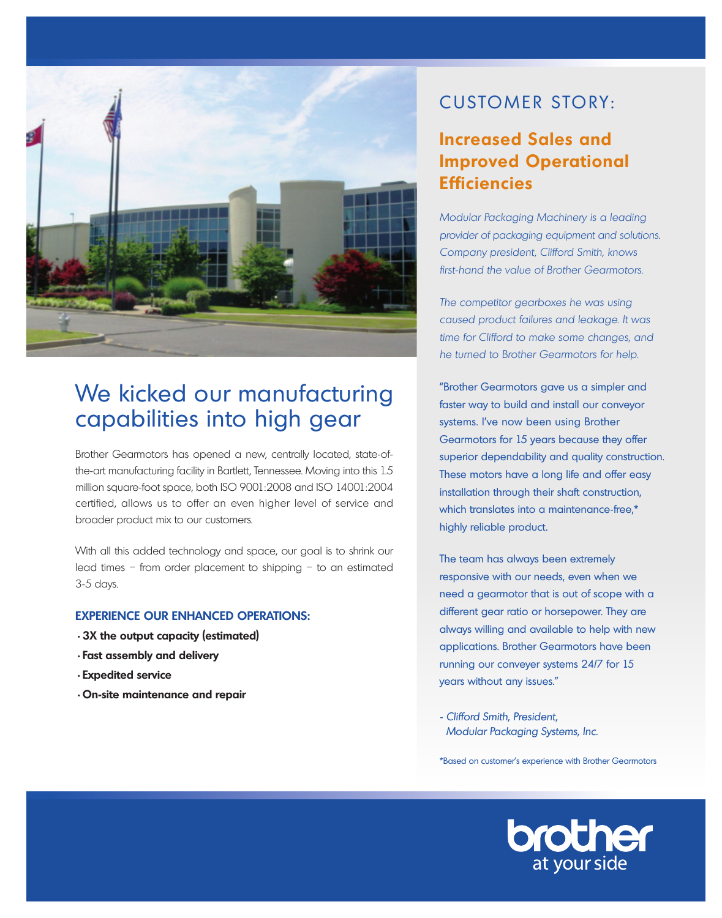# We kicked our manufacturing capabilities into high gear

Brother Gearmotors has opened a new, centrally located, state-of-the-art manufacturing facility in Bartlett, Tennessee. Moving into this 1.5 million square-foot space, both ISO 9001:2008 and ISO 14001:2004 certified, allows us to offer an even higher level of service and broader product mix to our customers.

With all this added technology and space, our goal is to shrink our lead times – from order placement to shipping – to an estimated 3-5 days.

### EXPERIENCE OUR ENHANCED OPERATIONS:

- **3X the output capacity (estimated)**
- **Fast assembly and delivery**
- **Expedited service**
- **On-site maintenance and repair**

## CUSTOMER STORY:

### Increased Sales and Improved Operational Efficiencies

*Modular Packaging Machinery is a leading provider of packaging equipment and solutions. Company president, Clifford Smith, knows first-hand the value of Brother Gearmotors.*

*The competitor gearboxes he was using caused product failures and leakage. It was time for Clifford to make some changes, and he turned to Brother Gearmotors for help.*

"Brother Gearmotors gave us a simpler and faster way to build and install our conveyor systems. I've now been using Brother Gearmotors for 15 years because they offer superior dependability and quality construction. These motors have a long life and offer easy installation through their shaft construction, which translates into a maintenance-free,* highly reliable product.

The team has always been extremely responsive with our needs, even when we need a gearmotor that is out of scope with a different gear ratio or horsepower. They are always willing and available to help with new applications. Brother Gearmotors have been running our conveyer systems 24/7 for 15 years without any issues."

*- Clifford Smith, President,*
*Modular Packaging Systems, Inc.*

*Based on customer's experience with Brother Gearmotors

brother
at your side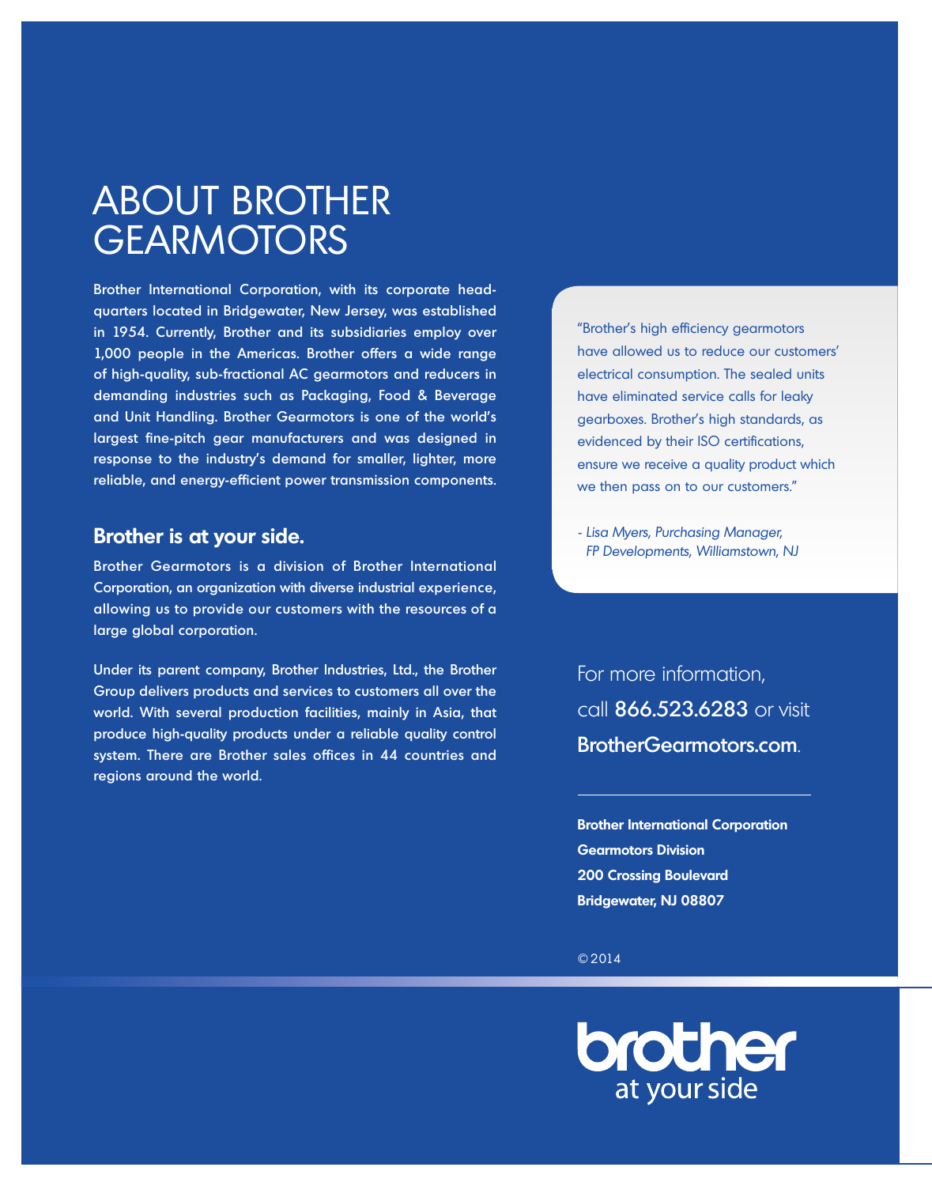# ABOUT BROTHER GEARMOTORS

Brother International Corporation, with its corporate headquarters located in Bridgewater, New Jersey, was established in 1954. Currently, Brother and its subsidiaries employ over 1,000 people in the Americas. Brother offers a wide range of high-quality, sub-fractional AC gearmotors and reducers in demanding industries such as Packaging, Food & Beverage and Unit Handling. Brother Gearmotors is one of the world's largest fine-pitch gear manufacturers and was designed in response to the industry's demand for smaller, lighter, more reliable, and energy-efficient power transmission components.

## Brother is at your side.

Brother Gearmotors is a division of Brother International Corporation, an organization with diverse industrial experience, allowing us to provide our customers with the resources of a large global corporation.

Under its parent company, Brother Industries, Ltd., the Brother Group delivers products and services to customers all over the world. With several production facilities, mainly in Asia, that produce high-quality products under a reliable quality control system. There are Brother sales offices in 44 countries and regions around the world.

"Brother's high efficiency gearmotors have allowed us to reduce our customers' electrical consumption. The sealed units have eliminated service calls for leaky gearboxes. Brother's high standards, as evidenced by their ISO certifications, ensure we receive a quality product which we then pass on to our customers."

*- Lisa Myers, Purchasing Manager, FP Developments, Williamstown, NJ*

For more information, call **866.523.6283** or visit **BrotherGearmotors.com**.

**Brother International Corporation**
**Gearmotors Division**
**200 Crossing Boulevard**
**Bridgewater, NJ 08807**

© 2014

brother
at your side